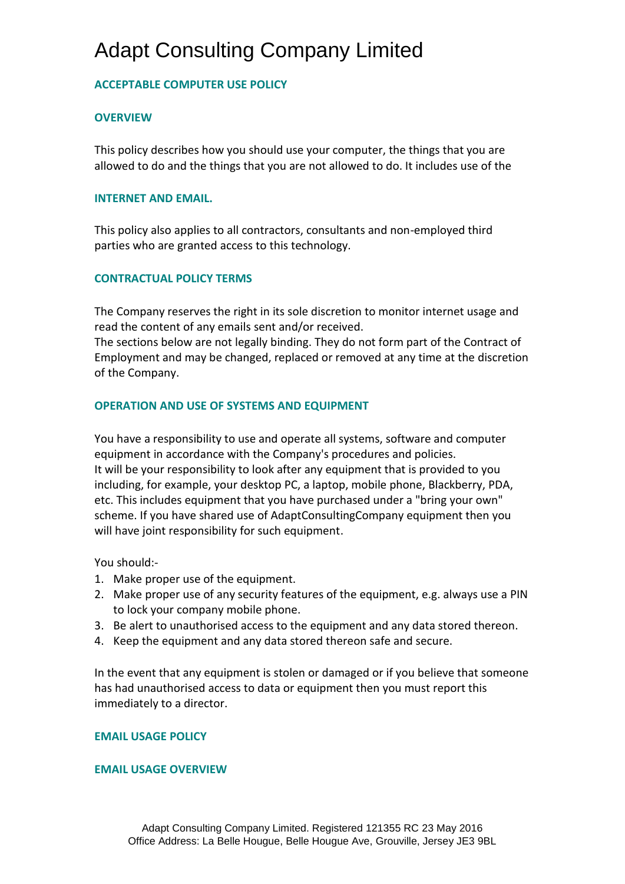# Adapt Consulting Company Limited

## ACCEPTABLE COMPUTER USE POLICY

### OVERVIEW

This policy describes how you should use your computer, the things that you are allowed to do and the things that you are not allowed to do. It includes use of the

### INTERNET AND EMAIL.

This policy also applies to all contractors, consultants and non-employed third parties who are granted access to this technology.

### CONTRACTUAL POLICY TERMS

The Company reserves the right in its sole discretion to monitor internet usage and read the content of any emails sent and/or received.
The sections below are not legally binding. They do not form part of the Contract of Employment and may be changed, replaced or removed at any time at the discretion of the Company.

### OPERATION AND USE OF SYSTEMS AND EQUIPMENT

You have a responsibility to use and operate all systems, software and computer equipment in accordance with the Company's procedures and policies.
It will be your responsibility to look after any equipment that is provided to you including, for example, your desktop PC, a laptop, mobile phone, Blackberry, PDA, etc. This includes equipment that you have purchased under a "bring your own" scheme. If you have shared use of AdaptConsultingCompany equipment then you will have joint responsibility for such equipment.

You should:-

1. Make proper use of the equipment.
2. Make proper use of any security features of the equipment, e.g. always use a PIN to lock your company mobile phone.
3. Be alert to unauthorised access to the equipment and any data stored thereon.
4. Keep the equipment and any data stored thereon safe and secure.

In the event that any equipment is stolen or damaged or if you believe that someone has had unauthorised access to data or equipment then you must report this immediately to a director.

### EMAIL USAGE POLICY

### EMAIL USAGE OVERVIEW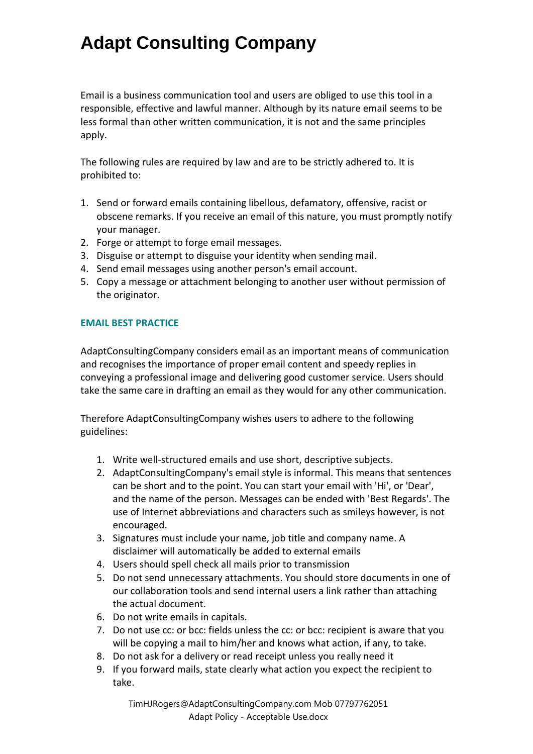# Adapt Consulting Company

Email is a business communication tool and users are obliged to use this tool in a responsible, effective and lawful manner. Although by its nature email seems to be less formal than other written communication, it is not and the same principles apply.

The following rules are required by law and are to be strictly adhered to. It is prohibited to:

1. Send or forward emails containing libellous, defamatory, offensive, racist or obscene remarks. If you receive an email of this nature, you must promptly notify your manager.
2. Forge or attempt to forge email messages.
3. Disguise or attempt to disguise your identity when sending mail.
4. Send email messages using another person's email account.
5. Copy a message or attachment belonging to another user without permission of the originator.

### EMAIL BEST PRACTICE

AdaptConsultingCompany considers email as an important means of communication and recognises the importance of proper email content and speedy replies in conveying a professional image and delivering good customer service. Users should take the same care in drafting an email as they would for any other communication.

Therefore AdaptConsultingCompany wishes users to adhere to the following guidelines:

1. Write well-structured emails and use short, descriptive subjects.
2. AdaptConsultingCompany's email style is informal. This means that sentences can be short and to the point. You can start your email with 'Hi', or 'Dear', and the name of the person. Messages can be ended with 'Best Regards'. The use of Internet abbreviations and characters such as smileys however, is not encouraged.
3. Signatures must include your name, job title and company name. A disclaimer will automatically be added to external emails
4. Users should spell check all mails prior to transmission
5. Do not send unnecessary attachments. You should store documents in one of our collaboration tools and send internal users a link rather than attaching the actual document.
6. Do not write emails in capitals.
7. Do not use cc: or bcc: fields unless the cc: or bcc: recipient is aware that you will be copying a mail to him/her and knows what action, if any, to take.
8. Do not ask for a delivery or read receipt unless you really need it
9. If you forward mails, state clearly what action you expect the recipient to take.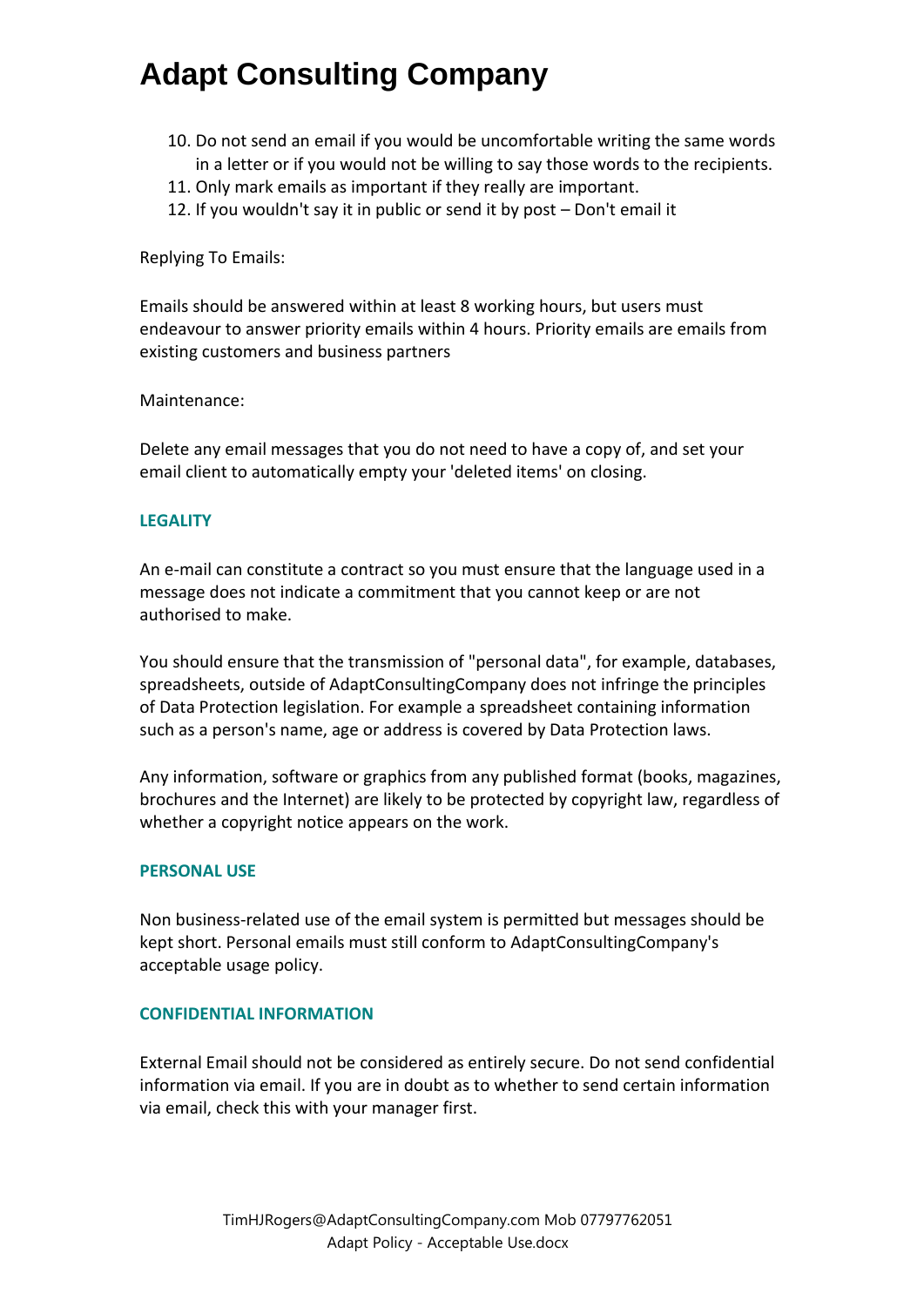10. Do not send an email if you would be uncomfortable writing the same words in a letter or if you would not be willing to say those words to the recipients.
11. Only mark emails as important if they really are important.
12. If you wouldn't say it in public or send it by post – Don't email it

Replying To Emails:

Emails should be answered within at least 8 working hours, but users must endeavour to answer priority emails within 4 hours. Priority emails are emails from existing customers and business partners

Maintenance:

Delete any email messages that you do not need to have a copy of, and set your email client to automatically empty your 'deleted items' on closing.

### LEGALITY

An e-mail can constitute a contract so you must ensure that the language used in a message does not indicate a commitment that you cannot keep or are not authorised to make.

You should ensure that the transmission of "personal data", for example, databases, spreadsheets, outside of AdaptConsultingCompany does not infringe the principles of Data Protection legislation. For example a spreadsheet containing information such as a person's name, age or address is covered by Data Protection laws.

Any information, software or graphics from any published format (books, magazines, brochures and the Internet) are likely to be protected by copyright law, regardless of whether a copyright notice appears on the work.

### PERSONAL USE

Non business-related use of the email system is permitted but messages should be kept short. Personal emails must still conform to AdaptConsultingCompany's acceptable usage policy.

### CONFIDENTIAL INFORMATION

External Email should not be considered as entirely secure. Do not send confidential information via email. If you are in doubt as to whether to send certain information via email, check this with your manager first.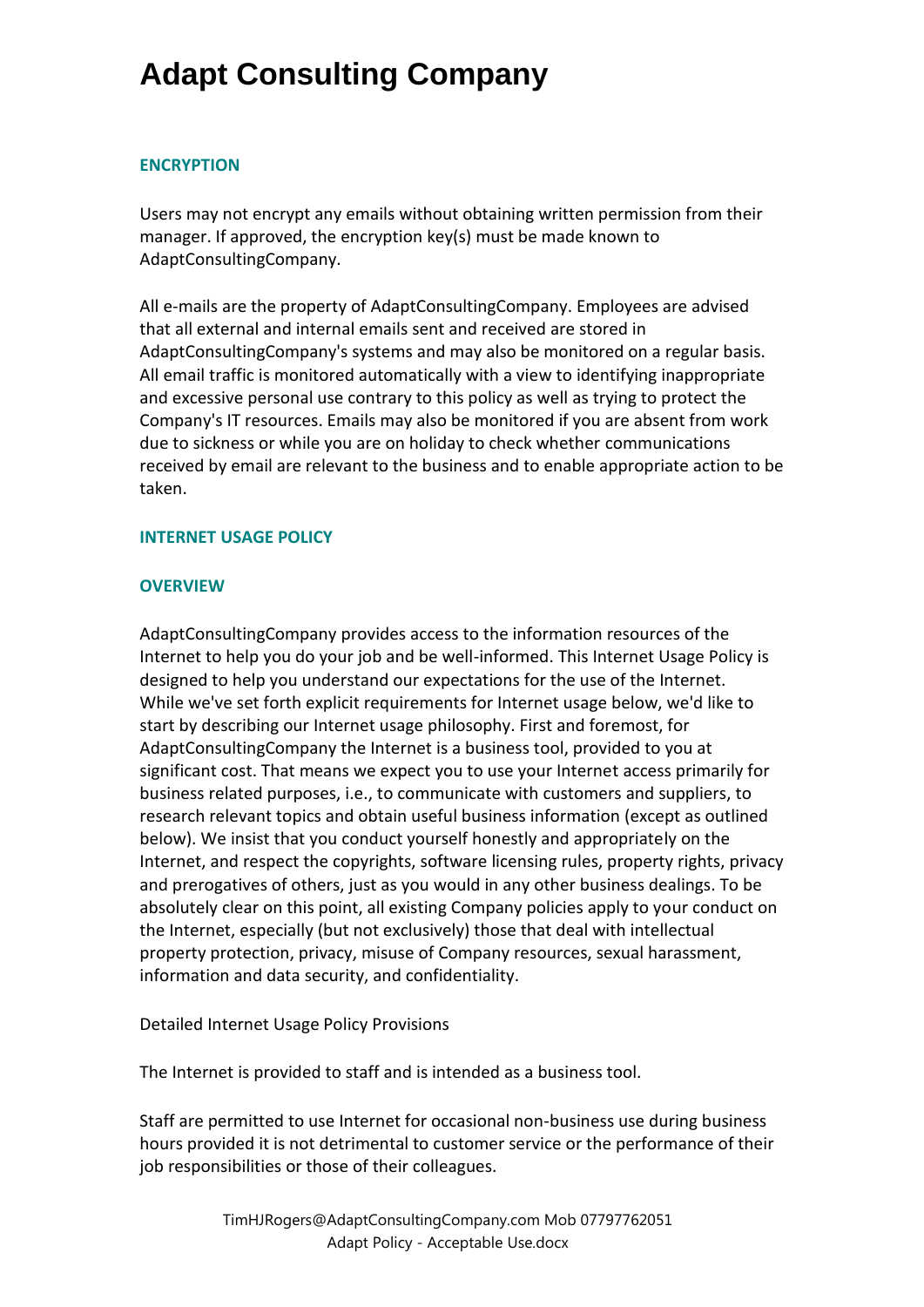# Adapt Consulting Company

### ENCRYPTION

Users may not encrypt any emails without obtaining written permission from their manager. If approved, the encryption key(s) must be made known to AdaptConsultingCompany.

All e-mails are the property of AdaptConsultingCompany. Employees are advised that all external and internal emails sent and received are stored in AdaptConsultingCompany's systems and may also be monitored on a regular basis. All email traffic is monitored automatically with a view to identifying inappropriate and excessive personal use contrary to this policy as well as trying to protect the Company's IT resources. Emails may also be monitored if you are absent from work due to sickness or while you are on holiday to check whether communications received by email are relevant to the business and to enable appropriate action to be taken.

### INTERNET USAGE POLICY

### OVERVIEW

AdaptConsultingCompany provides access to the information resources of the Internet to help you do your job and be well-informed. This Internet Usage Policy is designed to help you understand our expectations for the use of the Internet. While we've set forth explicit requirements for Internet usage below, we'd like to start by describing our Internet usage philosophy. First and foremost, for AdaptConsultingCompany the Internet is a business tool, provided to you at significant cost. That means we expect you to use your Internet access primarily for business related purposes, i.e., to communicate with customers and suppliers, to research relevant topics and obtain useful business information (except as outlined below). We insist that you conduct yourself honestly and appropriately on the Internet, and respect the copyrights, software licensing rules, property rights, privacy and prerogatives of others, just as you would in any other business dealings. To be absolutely clear on this point, all existing Company policies apply to your conduct on the Internet, especially (but not exclusively) those that deal with intellectual property protection, privacy, misuse of Company resources, sexual harassment, information and data security, and confidentiality.

Detailed Internet Usage Policy Provisions

The Internet is provided to staff and is intended as a business tool.

Staff are permitted to use Internet for occasional non-business use during business hours provided it is not detrimental to customer service or the performance of their job responsibilities or those of their colleagues.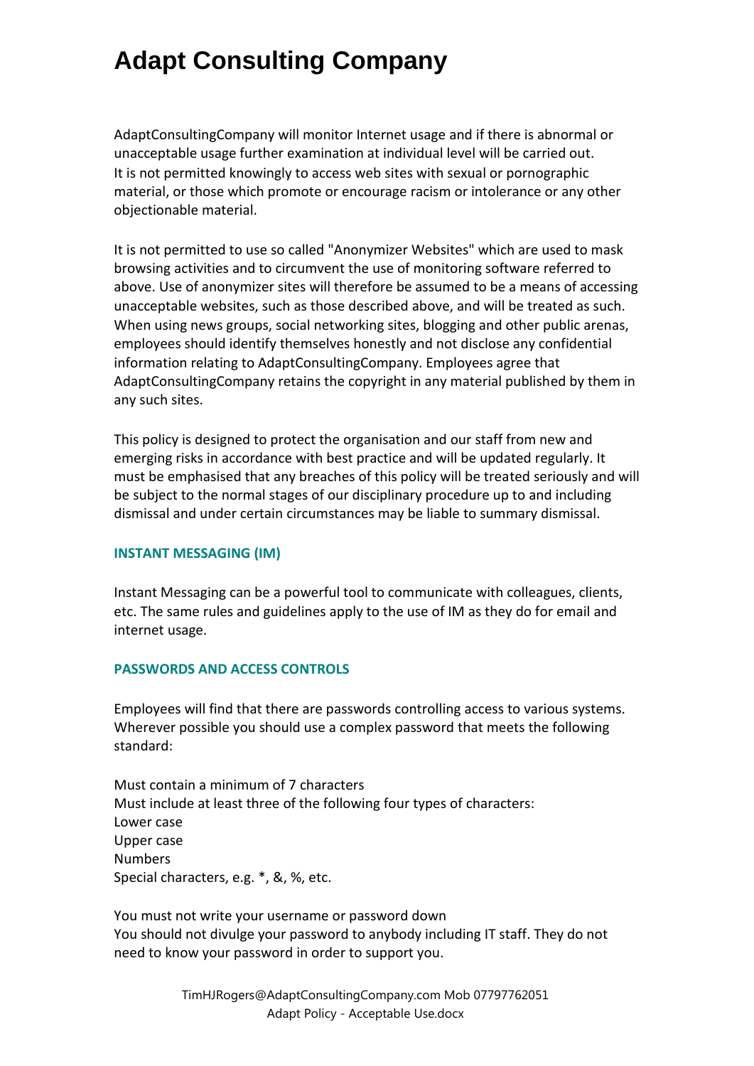# Adapt Consulting Company

AdaptConsultingCompany will monitor Internet usage and if there is abnormal or unacceptable usage further examination at individual level will be carried out.
It is not permitted knowingly to access web sites with sexual or pornographic material, or those which promote or encourage racism or intolerance or any other objectionable material.

It is not permitted to use so called "Anonymizer Websites" which are used to mask browsing activities and to circumvent the use of monitoring software referred to above. Use of anonymizer sites will therefore be assumed to be a means of accessing unacceptable websites, such as those described above, and will be treated as such.
When using news groups, social networking sites, blogging and other public arenas, employees should identify themselves honestly and not disclose any confidential information relating to AdaptConsultingCompany. Employees agree that AdaptConsultingCompany retains the copyright in any material published by them in any such sites.

This policy is designed to protect the organisation and our staff from new and emerging risks in accordance with best practice and will be updated regularly. It must be emphasised that any breaches of this policy will be treated seriously and will be subject to the normal stages of our disciplinary procedure up to and including dismissal and under certain circumstances may be liable to summary dismissal.

## INSTANT MESSAGING (IM)

Instant Messaging can be a powerful tool to communicate with colleagues, clients, etc. The same rules and guidelines apply to the use of IM as they do for email and internet usage.

## PASSWORDS AND ACCESS CONTROLS

Employees will find that there are passwords controlling access to various systems. Wherever possible you should use a complex password that meets the following standard:

Must contain a minimum of 7 characters
Must include at least three of the following four types of characters:
Lower case
Upper case
Numbers
Special characters, e.g. *, &, %, etc.

You must not write your username or password down
You should not divulge your password to anybody including IT staff. They do not need to know your password in order to support you.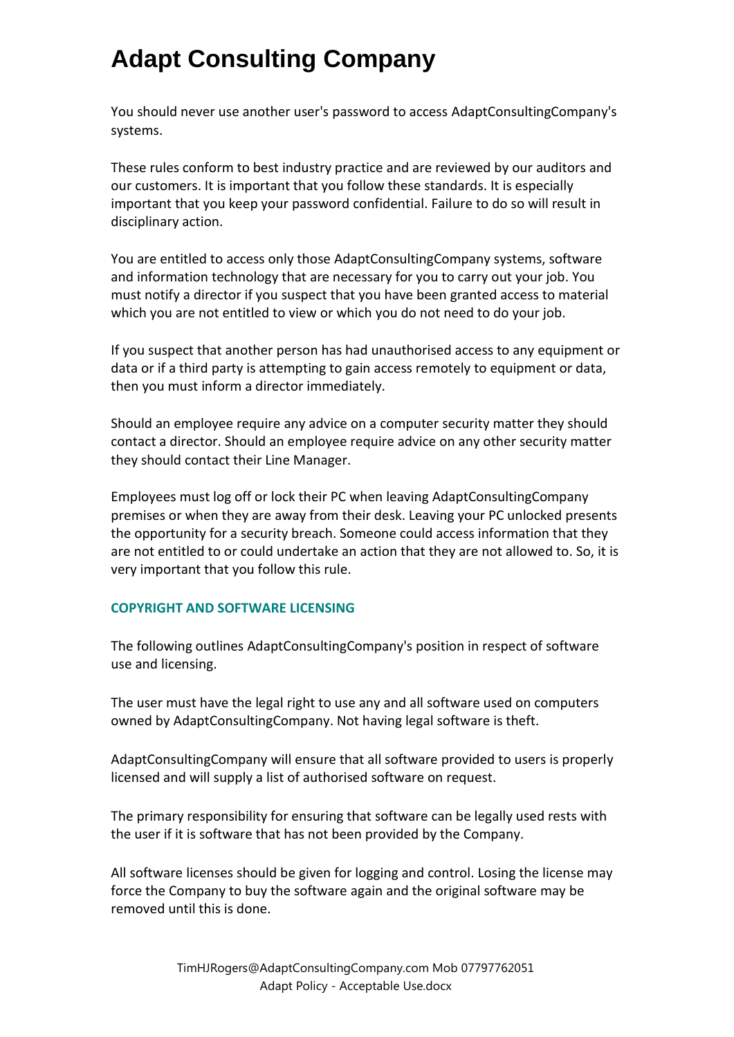You should never use another user's password to access AdaptConsultingCompany's systems.

These rules conform to best industry practice and are reviewed by our auditors and our customers. It is important that you follow these standards. It is especially important that you keep your password confidential. Failure to do so will result in disciplinary action.

You are entitled to access only those AdaptConsultingCompany systems, software and information technology that are necessary for you to carry out your job. You must notify a director if you suspect that you have been granted access to material which you are not entitled to view or which you do not need to do your job.

If you suspect that another person has had unauthorised access to any equipment or data or if a third party is attempting to gain access remotely to equipment or data, then you must inform a director immediately.

Should an employee require any advice on a computer security matter they should contact a director. Should an employee require advice on any other security matter they should contact their Line Manager.

Employees must log off or lock their PC when leaving AdaptConsultingCompany premises or when they are away from their desk. Leaving your PC unlocked presents the opportunity for a security breach. Someone could access information that they are not entitled to or could undertake an action that they are not allowed to. So, it is very important that you follow this rule.

## COPYRIGHT AND SOFTWARE LICENSING

The following outlines AdaptConsultingCompany's position in respect of software use and licensing.

The user must have the legal right to use any and all software used on computers owned by AdaptConsultingCompany. Not having legal software is theft.

AdaptConsultingCompany will ensure that all software provided to users is properly licensed and will supply a list of authorised software on request.

The primary responsibility for ensuring that software can be legally used rests with the user if it is software that has not been provided by the Company.

All software licenses should be given for logging and control. Losing the license may force the Company to buy the software again and the original software may be removed until this is done.